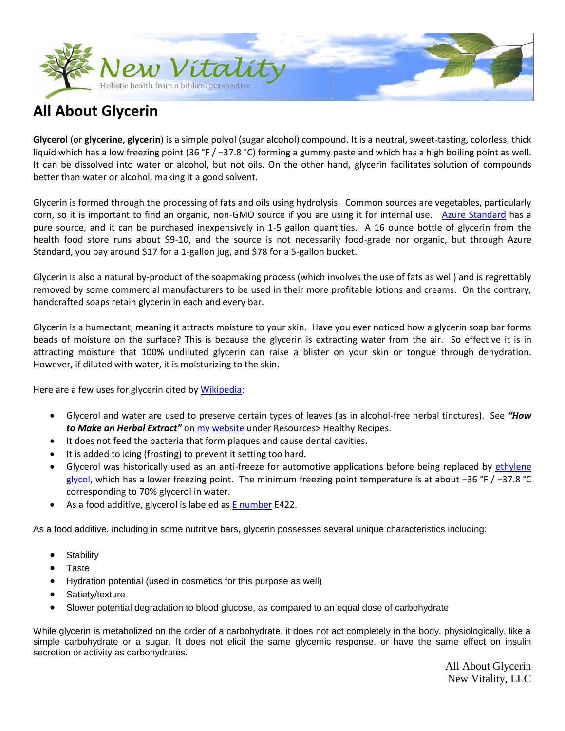# All About Glycerin

**Glycerol** (or **glycerine**, **glycerin**) is a simple polyol (sugar alcohol) compound. It is a neutral, sweet-tasting, colorless, thick liquid which has a low freezing point (36 °F / −37.8 °C) forming a gummy paste and which has a high boiling point as well. It can be dissolved into water or alcohol, but not oils. On the other hand, glycerin facilitates solution of compounds better than water or alcohol, making it a good solvent.

Glycerin is formed through the processing of fats and oils using hydrolysis. Common sources are vegetables, particularly corn, so it is important to find an organic, non-GMO source if you are using it for internal use. Azure Standard has a pure source, and it can be purchased inexpensively in 1-5 gallon quantities. A 16 ounce bottle of glycerin from the health food store runs about $9-10, and the source is not necessarily food-grade nor organic, but through Azure Standard, you pay around $17 for a 1-gallon jug, and $78 for a 5-gallon bucket.

Glycerin is also a natural by-product of the soapmaking process (which involves the use of fats as well) and is regrettably removed by some commercial manufacturers to be used in their more profitable lotions and creams. On the contrary, handcrafted soaps retain glycerin in each and every bar.

Glycerin is a humectant, meaning it attracts moisture to your skin. Have you ever noticed how a glycerin soap bar forms beads of moisture on the surface? This is because the glycerin is extracting water from the air. So effective it is in attracting moisture that 100% undiluted glycerin can raise a blister on your skin or tongue through dehydration. However, if diluted with water, it is moisturizing to the skin.

Here are a few uses for glycerin cited by Wikipedia:

- Glycerol and water are used to preserve certain types of leaves (as in alcohol-free herbal tinctures). See ***"How to Make an Herbal Extract"*** on my website under Resources> Healthy Recipes.
- It does not feed the bacteria that form plaques and cause dental cavities.
- It is added to icing (frosting) to prevent it setting too hard.
- Glycerol was historically used as an anti-freeze for automotive applications before being replaced by ethylene glycol, which has a lower freezing point. The minimum freezing point temperature is at about −36 °F / −37.8 °C corresponding to 70% glycerol in water.
- As a food additive, glycerol is labeled as E number E422.

As a food additive, including in some nutritive bars, glycerin possesses several unique characteristics including:

- Stability
- Taste
- Hydration potential (used in cosmetics for this purpose as well)
- Satiety/texture
- Slower potential degradation to blood glucose, as compared to an equal dose of carbohydrate

While glycerin is metabolized on the order of a carbohydrate, it does not act completely in the body, physiologically, like a simple carbohydrate or a sugar. It does not elicit the same glycemic response, or have the same effect on insulin secretion or activity as carbohydrates.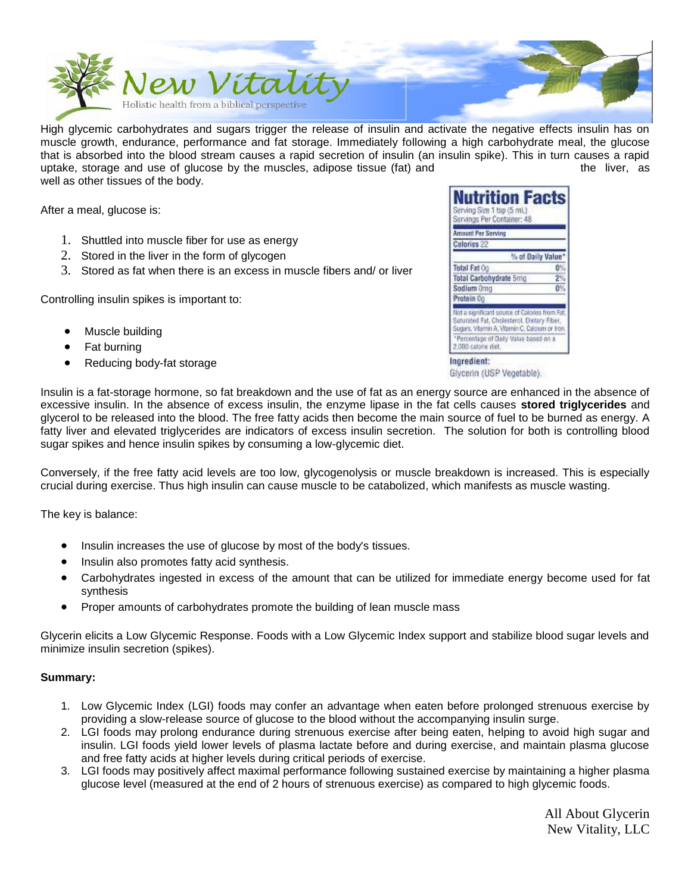High glycemic carbohydrates and sugars trigger the release of insulin and activate the negative effects insulin has on muscle growth, endurance, performance and fat storage. Immediately following a high carbohydrate meal, the glucose that is absorbed into the blood stream causes a rapid secretion of insulin (an insulin spike). This in turn causes a rapid uptake, storage and use of glucose by the muscles, adipose tissue (fat) and the liver, as well as other tissues of the body.

After a meal, glucose is:

1. Shuttled into muscle fiber for use as energy
2. Stored in the liver in the form of glycogen
3. Stored as fat when there is an excess in muscle fibers and/ or liver

**Nutrition Facts**

Serving Size 1 tsp (5 mL)
Servings Per Container: 48

| Amount Per Serving | |
|---|---|
| Calories 22 | |
| | % of Daily Value* |
| Total Fat 0g | 0% |
| Total Carbohydrate 5mg | 2% |
| Sodium 0mg | 0% |
| Protein 0g | |

Not a significant source of Calories from Fat, Saturated Fat, Cholesterol, Dietary Fiber, Sugars, Vitamin A, Vitamin C, Calcium or Iron.

*Percentage of Daily Value based on a 2,000 calorie diet.

Ingredient:
Glycerin (USP Vegetable).

Controlling insulin spikes is important to:

- Muscle building
- Fat burning
- Reducing body-fat storage

Insulin is a fat-storage hormone, so fat breakdown and the use of fat as an energy source are enhanced in the absence of excessive insulin. In the absence of excess insulin, the enzyme lipase in the fat cells causes **stored triglycerides** and glycerol to be released into the blood. The free fatty acids then become the main source of fuel to be burned as energy. A fatty liver and elevated triglycerides are indicators of excess insulin secretion. The solution for both is controlling blood sugar spikes and hence insulin spikes by consuming a low-glycemic diet.

Conversely, if the free fatty acid levels are too low, glycogenolysis or muscle breakdown is increased. This is especially crucial during exercise. Thus high insulin can cause muscle to be catabolized, which manifests as muscle wasting.

The key is balance:

- Insulin increases the use of glucose by most of the body's tissues.
- Insulin also promotes fatty acid synthesis.
- Carbohydrates ingested in excess of the amount that can be utilized for immediate energy become used for fat synthesis
- Proper amounts of carbohydrates promote the building of lean muscle mass

Glycerin elicits a Low Glycemic Response. Foods with a Low Glycemic Index support and stabilize blood sugar levels and minimize insulin secretion (spikes).

**Summary:**

1. Low Glycemic Index (LGI) foods may confer an advantage when eaten before prolonged strenuous exercise by providing a slow-release source of glucose to the blood without the accompanying insulin surge.
2. LGI foods may prolong endurance during strenuous exercise after being eaten, helping to avoid high sugar and insulin. LGI foods yield lower levels of plasma lactate before and during exercise, and maintain plasma glucose and free fatty acids at higher levels during critical periods of exercise.
3. LGI foods may positively affect maximal performance following sustained exercise by maintaining a higher plasma glucose level (measured at the end of 2 hours of strenuous exercise) as compared to high glycemic foods.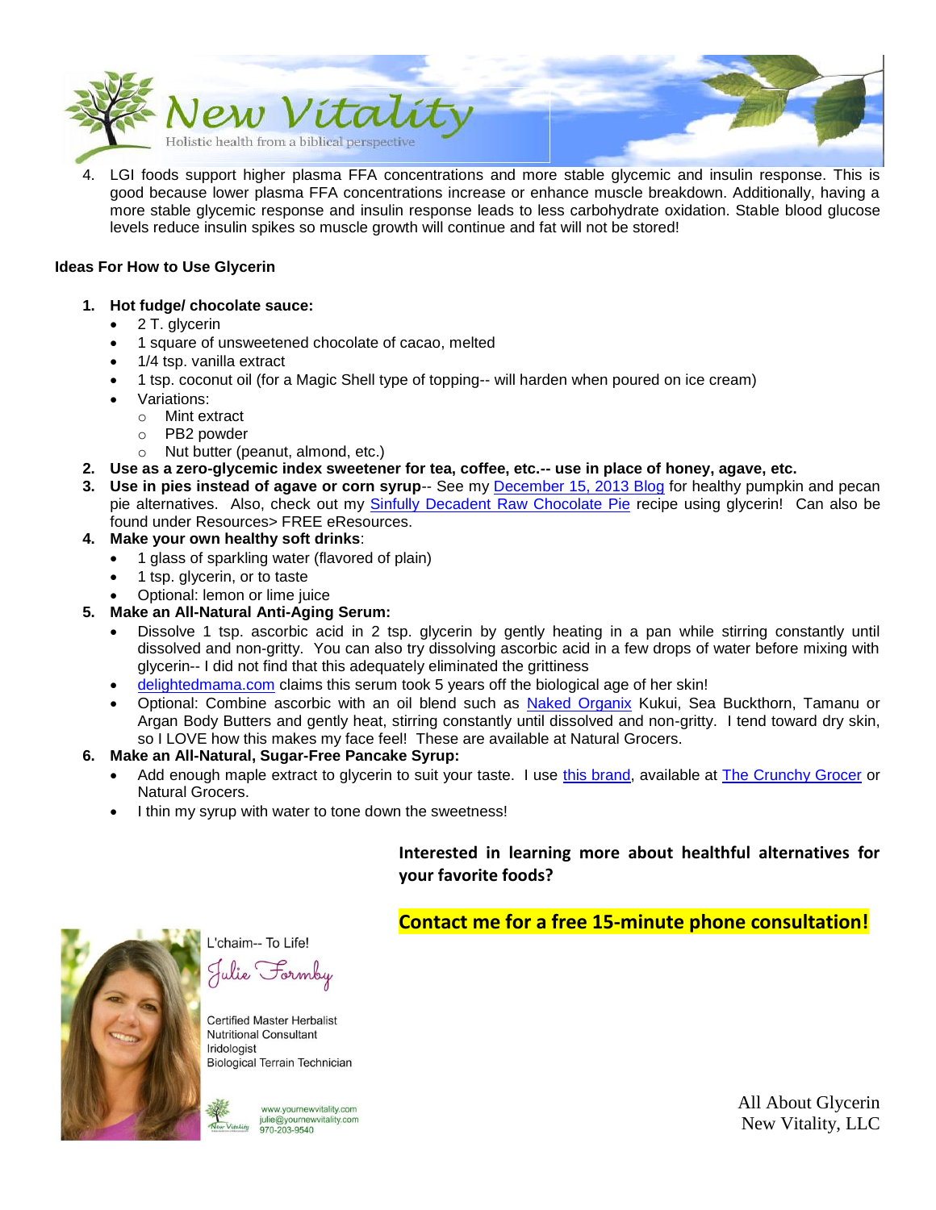4. LGI foods support higher plasma FFA concentrations and more stable glycemic and insulin response. This is good because lower plasma FFA concentrations increase or enhance muscle breakdown. Additionally, having a more stable glycemic response and insulin response leads to less carbohydrate oxidation. Stable blood glucose levels reduce insulin spikes so muscle growth will continue and fat will not be stored!

**Ideas For How to Use Glycerin**

1. **Hot fudge/ chocolate sauce:**
   - 2 T. glycerin
   - 1 square of unsweetened chocolate of cacao, melted
   - 1/4 tsp. vanilla extract
   - 1 tsp. coconut oil (for a Magic Shell type of topping-- will harden when poured on ice cream)
   - Variations:
     - Mint extract
     - PB2 powder
     - Nut butter (peanut, almond, etc.)
2. **Use as a zero-glycemic index sweetener for tea, coffee, etc.-- use in place of honey, agave, etc.**
3. **Use in pies instead of agave or corn syrup**-- See my December 15, 2013 Blog for healthy pumpkin and pecan pie alternatives. Also, check out my Sinfully Decadent Raw Chocolate Pie recipe using glycerin! Can also be found under Resources> FREE eResources.
4. **Make your own healthy soft drinks**:
   - 1 glass of sparkling water (flavored of plain)
   - 1 tsp. glycerin, or to taste
   - Optional: lemon or lime juice
5. **Make an All-Natural Anti-Aging Serum:**
   - Dissolve 1 tsp. ascorbic acid in 2 tsp. glycerin by gently heating in a pan while stirring constantly until dissolved and non-gritty. You can also try dissolving ascorbic acid in a few drops of water before mixing with glycerin-- I did not find that this adequately eliminated the grittiness
   - delightedmama.com claims this serum took 5 years off the biological age of her skin!
   - Optional: Combine ascorbic with an oil blend such as Naked Organix Kukui, Sea Buckthorn, Tamanu or Argan Body Butters and gently heat, stirring constantly until dissolved and non-gritty. I tend toward dry skin, so I LOVE how this makes my face feel! These are available at Natural Grocers.
6. **Make an All-Natural, Sugar-Free Pancake Syrup:**
   - Add enough maple extract to glycerin to suit your taste. I use this brand, available at The Crunchy Grocer or Natural Grocers.
   - I thin my syrup with water to tone down the sweetness!

**Interested in learning more about healthful alternatives for your favorite foods?**

**Contact me for a free 15-minute phone consultation!**

L'chaim-- To Life!

Julie Formby

Certified Master Herbalist
Nutritional Consultant
Iridologist
Biological Terrain Technician

www.yournewvitality.com
julie@yournewvitality.com
970-203-9540